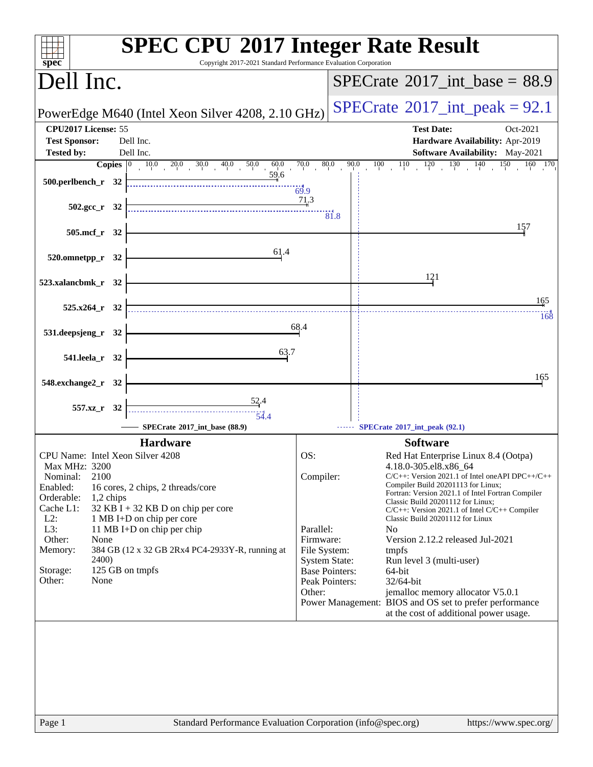# SPEC CPU 2017 Integer Rate Result

Copyright 2017-2021 Standard Performance Evaluation Corporation

## Dell Inc.

PowerEdge M640 (Intel Xeon Silver 4208, 2.10 GHz)

SPECrate 2017_int_base = 88.9

SPECrate 2017_int_peak = 92.1

| | | | |
|---|---|---|---|
| **CPU2017 License:** | 55 | **Test Date:** | Oct-2021 |
| **Test Sponsor:** | Dell Inc. | **Hardware Availability:** | Apr-2019 |
| **Tested by:** | Dell Inc. | **Software Availability:** | May-2021 |

| Benchmark | Copies | Base | Peak |
|---|---|---|---|
| 500.perlbench_r | 32 | 59.6 | 69.9 |
| 502.gcc_r | 32 | 71.3 | 81.8 |
| 505.mcf_r | 32 | 157 | |
| 520.omnetpp_r | 32 | 61.4 | |
| 523.xalancbmk_r | 32 | 121 | |
| 525.x264_r | 32 | 165 | 168 |
| 531.deepsjeng_r | 32 | 68.4 | |
| 541.leela_r | 32 | 63.7 | |
| 548.exchange2_r | 32 | 165 | |
| 557.xz_r | 32 | 52.4 | 54.4 |

SPECrate 2017_int_base (88.9) — SPECrate 2017_int_peak (92.1)

### Hardware

| | |
|---|---|
| CPU Name: | Intel Xeon Silver 4208 |
| Max MHz: | 3200 |
| Nominal: | 2100 |
| Enabled: | 16 cores, 2 chips, 2 threads/core |
| Orderable: | 1,2 chips |
| Cache L1: | 32 KB I + 32 KB D on chip per core |
| L2: | 1 MB I+D on chip per core |
| L3: | 11 MB I+D on chip per chip |
| Other: | None |
| Memory: | 384 GB (12 x 32 GB 2Rx4 PC4-2933Y-R, running at 2400) |
| Storage: | 125 GB on tmpfs |
| Other: | None |

### Software

| | |
|---|---|
| OS: | Red Hat Enterprise Linux 8.4 (Ootpa) 4.18.0-305.el8.x86_64 |
| Compiler: | C/C++: Version 2021.1 of Intel oneAPI DPC++/C++ Compiler Build 20201113 for Linux; Fortran: Version 2021.1 of Intel Fortran Compiler Classic Build 20201112 for Linux; C/C++: Version 2021.1 of Intel C/C++ Compiler Classic Build 20201112 for Linux |
| Parallel: | No |
| Firmware: | Version 2.12.2 released Jul-2021 |
| File System: | tmpfs |
| System State: | Run level 3 (multi-user) |
| Base Pointers: | 64-bit |
| Peak Pointers: | 32/64-bit |
| Other: | jemalloc memory allocator V5.0.1 |
| Power Management: | BIOS and OS set to prefer performance at the cost of additional power usage. |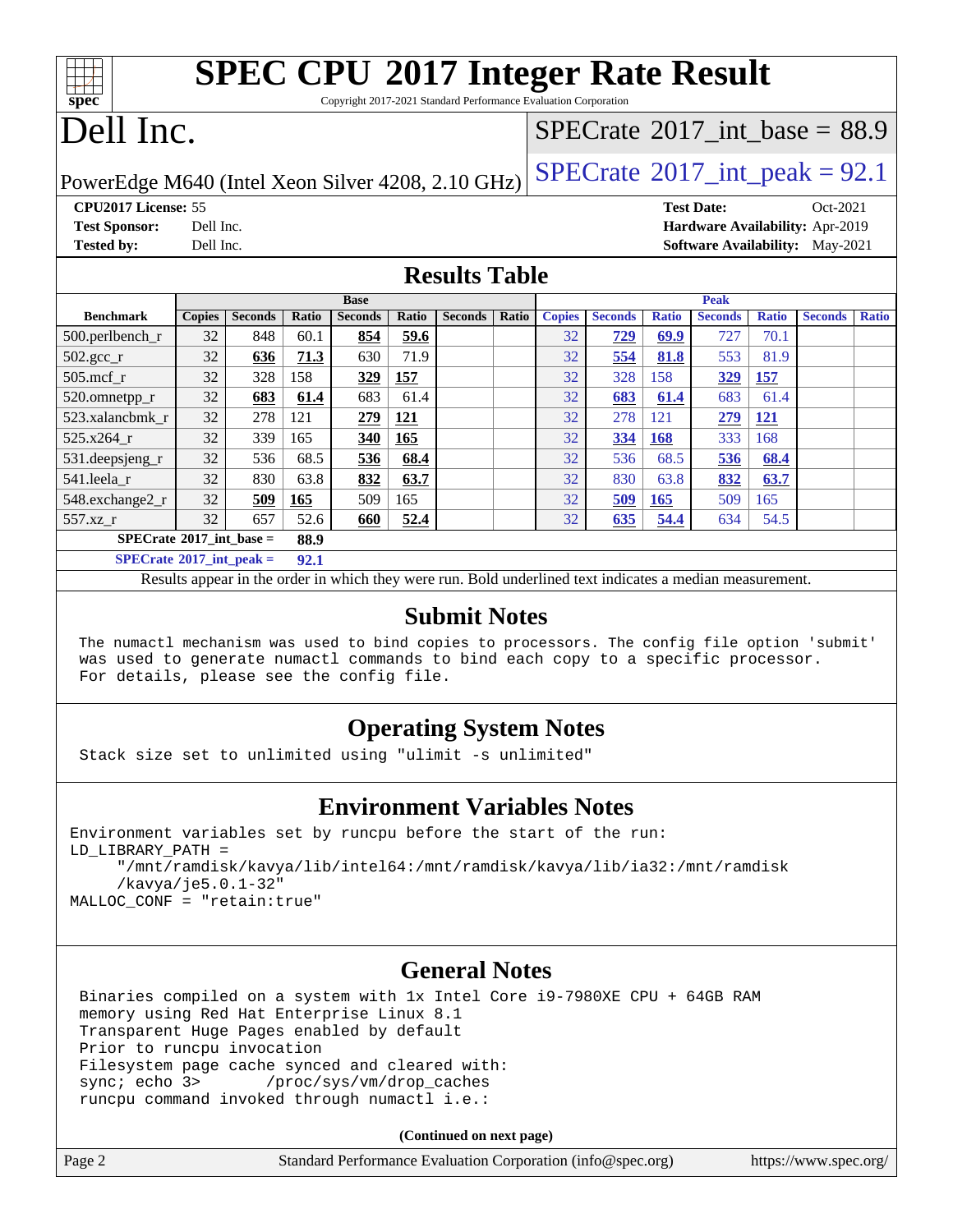# SPEC CPU 2017 Integer Rate Result

Copyright 2017-2021 Standard Performance Evaluation Corporation

# Dell Inc.

PowerEdge M640 (Intel Xeon Silver 4208, 2.10 GHz)

SPECrate 2017_int_base = 88.9

SPECrate 2017_int_peak = 92.1

**CPU2017 License:** 55
**Test Sponsor:** Dell Inc.
**Tested by:** Dell Inc.

**Test Date:** Oct-2021
**Hardware Availability:** Apr-2019
**Software Availability:** May-2021

## Results Table

| Benchmark | Base | | | | | | | Peak | | | | | | |
|---|---|---|---|---|---|---|---|---|---|---|---|---|---|---|
| | Copies | Seconds | Ratio | Seconds | Ratio | Seconds | Ratio | Copies | Seconds | Ratio | Seconds | Ratio | Seconds | Ratio |
| 500.perlbench_r | 32 | 848 | 60.1 | **854** | **59.6** | | | 32 | **729** | **69.9** | 727 | 70.1 | | |
| 502.gcc_r | 32 | **636** | **71.3** | 630 | 71.9 | | | 32 | **554** | **81.8** | 553 | 81.9 | | |
| 505.mcf_r | 32 | 328 | 158 | **329** | **157** | | | 32 | 328 | 158 | **329** | **157** | | |
| 520.omnetpp_r | 32 | **683** | **61.4** | 683 | 61.4 | | | 32 | **683** | **61.4** | 683 | 61.4 | | |
| 523.xalancbmk_r | 32 | 278 | 121 | **279** | **121** | | | 32 | 278 | 121 | **279** | **121** | | |
| 525.x264_r | 32 | 339 | 165 | **340** | **165** | | | 32 | **334** | **168** | 333 | 168 | | |
| 531.deepsjeng_r | 32 | 536 | 68.5 | **536** | **68.4** | | | 32 | 536 | 68.5 | **536** | **68.4** | | |
| 541.leela_r | 32 | 830 | 63.8 | **832** | **63.7** | | | 32 | 830 | 63.8 | **832** | **63.7** | | |
| 548.exchange2_r | 32 | **509** | **165** | 509 | 165 | | | 32 | **509** | **165** | 509 | 165 | | |
| 557.xz_r | 32 | 657 | 52.6 | **660** | **52.4** | | | 32 | **635** | **54.4** | 634 | 54.5 | | |

**SPECrate 2017_int_base = 88.9**

**SPECrate 2017_int_peak = 92.1**

Results appear in the order in which they were run. Bold underlined text indicates a median measurement.

## Submit Notes

```
The numactl mechanism was used to bind copies to processors. The config file option 'submit'
was used to generate numactl commands to bind each copy to a specific processor.
For details, please see the config file.
```

## Operating System Notes

```
Stack size set to unlimited using "ulimit -s unlimited"
```

## Environment Variables Notes

```
Environment variables set by runcpu before the start of the run:
LD_LIBRARY_PATH =
     "/mnt/ramdisk/kavya/lib/intel64:/mnt/ramdisk/kavya/lib/ia32:/mnt/ramdisk
     /kavya/je5.0.1-32"
MALLOC_CONF = "retain:true"
```

## General Notes

```
Binaries compiled on a system with 1x Intel Core i9-7980XE CPU + 64GB RAM
memory using Red Hat Enterprise Linux 8.1
Transparent Huge Pages enabled by default
Prior to runcpu invocation
Filesystem page cache synced and cleared with:
sync; echo 3>       /proc/sys/vm/drop_caches
runcpu command invoked through numactl i.e.:
```

(Continued on next page)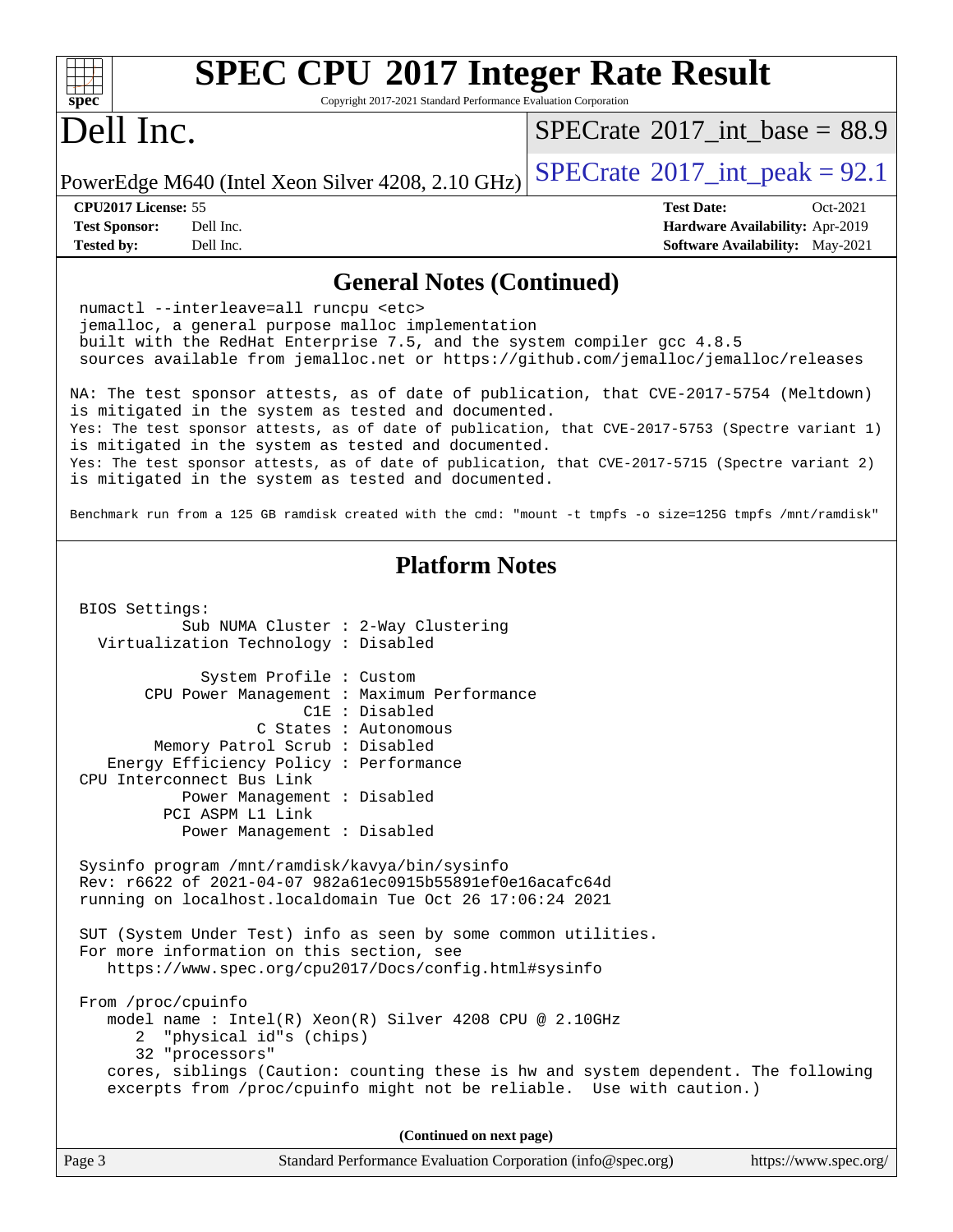# SPEC CPU 2017 Integer Rate Result

Copyright 2017-2021 Standard Performance Evaluation Corporation

## Dell Inc.

PowerEdge M640 (Intel Xeon Silver 4208, 2.10 GHz)

SPECrate 2017_int_base = 88.9

SPECrate 2017_int_peak = 92.1

**CPU2017 License:** 55
**Test Sponsor:** Dell Inc.
**Tested by:** Dell Inc.

**Test Date:** Oct-2021
**Hardware Availability:** Apr-2019
**Software Availability:** May-2021

## General Notes (Continued)

```
 numactl --interleave=all runcpu <etc>
 jemalloc, a general purpose malloc implementation
 built with the RedHat Enterprise 7.5, and the system compiler gcc 4.8.5
 sources available from jemalloc.net or https://github.com/jemalloc/jemalloc/releases

NA: The test sponsor attests, as of date of publication, that CVE-2017-5754 (Meltdown)
is mitigated in the system as tested and documented.
Yes: The test sponsor attests, as of date of publication, that CVE-2017-5753 (Spectre variant 1)
is mitigated in the system as tested and documented.
Yes: The test sponsor attests, as of date of publication, that CVE-2017-5715 (Spectre variant 2)
is mitigated in the system as tested and documented.

Benchmark run from a 125 GB ramdisk created with the cmd: "mount -t tmpfs -o size=125G tmpfs /mnt/ramdisk"
```

## Platform Notes

```
 BIOS Settings:
           Sub NUMA Cluster : 2-Way Clustering
   Virtualization Technology : Disabled

              System Profile : Custom
        CPU Power Management : Maximum Performance
                         C1E : Disabled
                    C States : Autonomous
         Memory Patrol Scrub : Disabled
    Energy Efficiency Policy : Performance
 CPU Interconnect Bus Link
            Power Management : Disabled
           PCI ASPM L1 Link
            Power Management : Disabled

 Sysinfo program /mnt/ramdisk/kavya/bin/sysinfo
 Rev: r6622 of 2021-04-07 982a61ec0915b55891ef0e16acafc64d
 running on localhost.localdomain Tue Oct 26 17:06:24 2021

 SUT (System Under Test) info as seen by some common utilities.
 For more information on this section, see
    https://www.spec.org/cpu2017/Docs/config.html#sysinfo

 From /proc/cpuinfo
    model name : Intel(R) Xeon(R) Silver 4208 CPU @ 2.10GHz
       2  "physical id"s (chips)
       32 "processors"
    cores, siblings (Caution: counting these is hw and system dependent. The following
    excerpts from /proc/cpuinfo might not be reliable.  Use with caution.)
```

(Continued on next page)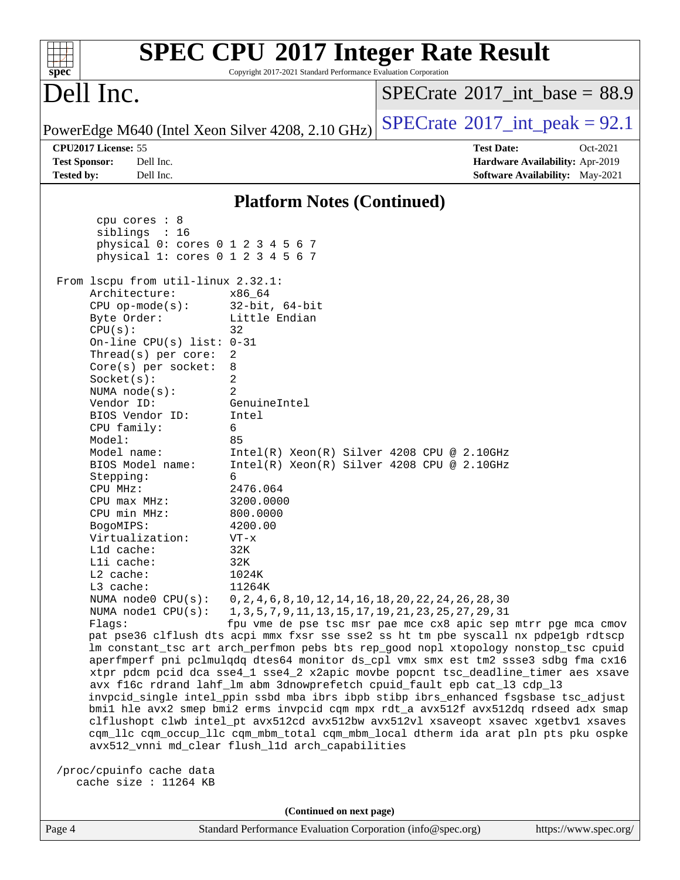# Dell Inc.

PowerEdge M640 (Intel Xeon Silver 4208, 2.10 GHz)

SPECrate 2017_int_base = 88.9

SPECrate 2017_int_peak = 92.1

**CPU2017 License:** 55
**Test Sponsor:** Dell Inc.
**Tested by:** Dell Inc.

**Test Date:** Oct-2021
**Hardware Availability:** Apr-2019
**Software Availability:** May-2021

## Platform Notes (Continued)

```
      cpu cores : 8
      siblings  : 16
      physical 0: cores 0 1 2 3 4 5 6 7
      physical 1: cores 0 1 2 3 4 5 6 7

 From lscpu from util-linux 2.32.1:
      Architecture:        x86_64
      CPU op-mode(s):      32-bit, 64-bit
      Byte Order:          Little Endian
      CPU(s):              32
      On-line CPU(s) list: 0-31
      Thread(s) per core:  2
      Core(s) per socket:  8
      Socket(s):           2
      NUMA node(s):        2
      Vendor ID:           GenuineIntel
      BIOS Vendor ID:      Intel
      CPU family:          6
      Model:               85
      Model name:          Intel(R) Xeon(R) Silver 4208 CPU @ 2.10GHz
      BIOS Model name:     Intel(R) Xeon(R) Silver 4208 CPU @ 2.10GHz
      Stepping:            6
      CPU MHz:             2476.064
      CPU max MHz:         3200.0000
      CPU min MHz:         800.0000
      BogoMIPS:            4200.00
      Virtualization:      VT-x
      L1d cache:           32K
      L1i cache:           32K
      L2 cache:            1024K
      L3 cache:            11264K
      NUMA node0 CPU(s):   0,2,4,6,8,10,12,14,16,18,20,22,24,26,28,30
      NUMA node1 CPU(s):   1,3,5,7,9,11,13,15,17,19,21,23,25,27,29,31
      Flags:               fpu vme de pse tsc msr pae mce cx8 apic sep mtrr pge mca cmov
      pat pse36 clflush dts acpi mmx fxsr sse sse2 ss ht tm pbe syscall nx pdpe1gb rdtscp
      lm constant_tsc art arch_perfmon pebs bts rep_good nopl xtopology nonstop_tsc cpuid
      aperfmperf pni pclmulqdq dtes64 monitor ds_cpl vmx smx est tm2 ssse3 sdbg fma cx16
      xtpr pdcm pcid dca sse4_1 sse4_2 x2apic movbe popcnt tsc_deadline_timer aes xsave
      avx f16c rdrand lahf_lm abm 3dnowprefetch cpuid_fault epb cat_l3 cdp_l3
      invpcid_single intel_ppin ssbd mba ibrs ibpb stibp ibrs_enhanced fsgsbase tsc_adjust
      bmi1 hle avx2 smep bmi2 erms invpcid cqm mpx rdt_a avx512f avx512dq rdseed adx smap
      clflushopt clwb intel_pt avx512cd avx512bw avx512vl xsaveopt xsavec xgetbv1 xsaves
      cqm_llc cqm_occup_llc cqm_mbm_total cqm_mbm_local dtherm ida arat pln pts pku ospke
      avx512_vnni md_clear flush_l1d arch_capabilities

 /proc/cpuinfo cache data
    cache size : 11264 KB
```

(Continued on next page)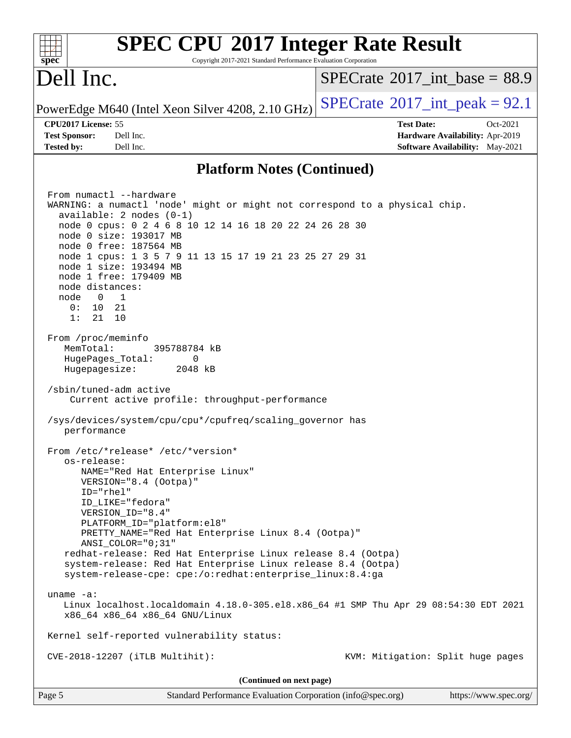## Platform Notes (Continued)

```
From numactl --hardware
WARNING: a numactl 'node' might or might not correspond to a physical chip.
  available: 2 nodes (0-1)
  node 0 cpus: 0 2 4 6 8 10 12 14 16 18 20 22 24 26 28 30
  node 0 size: 193017 MB
  node 0 free: 187564 MB
  node 1 cpus: 1 3 5 7 9 11 13 15 17 19 21 23 25 27 29 31
  node 1 size: 193494 MB
  node 1 free: 179409 MB
  node distances:
  node   0   1
    0:  10  21
    1:  21  10

From /proc/meminfo
   MemTotal:       395788784 kB
   HugePages_Total:       0
   Hugepagesize:       2048 kB

/sbin/tuned-adm active
    Current active profile: throughput-performance

/sys/devices/system/cpu/cpu*/cpufreq/scaling_governor has
   performance

From /etc/*release* /etc/*version*
   os-release:
      NAME="Red Hat Enterprise Linux"
      VERSION="8.4 (Ootpa)"
      ID="rhel"
      ID_LIKE="fedora"
      VERSION_ID="8.4"
      PLATFORM_ID="platform:el8"
      PRETTY_NAME="Red Hat Enterprise Linux 8.4 (Ootpa)"
      ANSI_COLOR="0;31"
   redhat-release: Red Hat Enterprise Linux release 8.4 (Ootpa)
   system-release: Red Hat Enterprise Linux release 8.4 (Ootpa)
   system-release-cpe: cpe:/o:redhat:enterprise_linux:8.4:ga

uname -a:
   Linux localhost.localdomain 4.18.0-305.el8.x86_64 #1 SMP Thu Apr 29 08:54:30 EDT 2021
   x86_64 x86_64 x86_64 GNU/Linux

Kernel self-reported vulnerability status:

CVE-2018-12207 (iTLB Multihit):                              KVM: Mitigation: Split huge pages
```

**(Continued on next page)**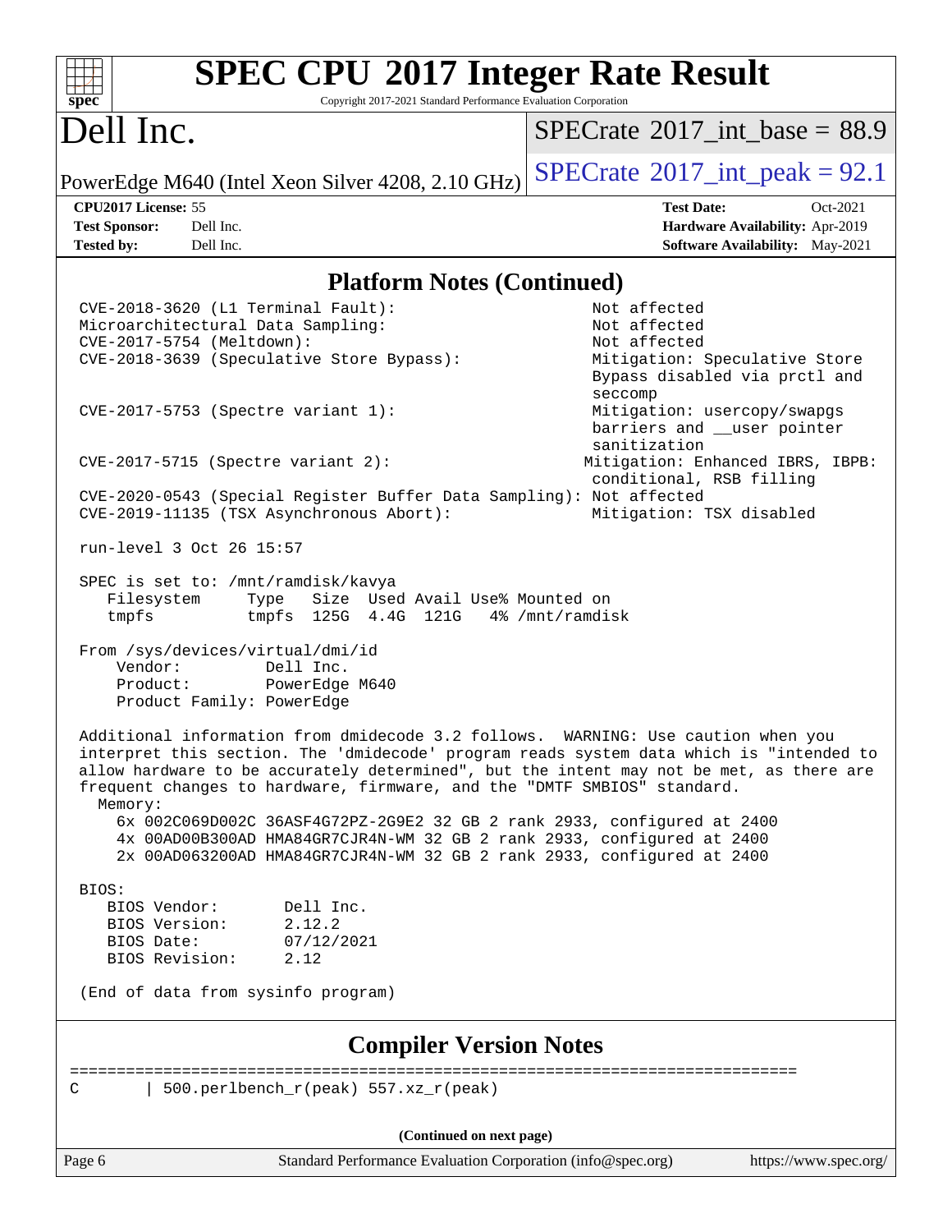# SPEC CPU 2017 Integer Rate Result

Copyright 2017-2021 Standard Performance Evaluation Corporation

## Dell Inc.

PowerEdge M640 (Intel Xeon Silver 4208, 2.10 GHz)

SPECrate 2017_int_base = 88.9

SPECrate 2017_int_peak = 92.1

| | | | |
|---|---|---|---|
| **CPU2017 License:** 55 | | **Test Date:** | Oct-2021 |
| **Test Sponsor:** | Dell Inc. | **Hardware Availability:** | Apr-2019 |
| **Tested by:** | Dell Inc. | **Software Availability:** | May-2021 |

## Platform Notes (Continued)

```
CVE-2018-3620 (L1 Terminal Fault):                         Not affected
Microarchitectural Data Sampling:                          Not affected
CVE-2017-5754 (Meltdown):                                  Not affected
CVE-2018-3639 (Speculative Store Bypass):                  Mitigation: Speculative Store
                                                           Bypass disabled via prctl and
                                                           seccomp
CVE-2017-5753 (Spectre variant 1):                         Mitigation: usercopy/swapgs
                                                           barriers and __user pointer
                                                           sanitization
CVE-2017-5715 (Spectre variant 2):                        Mitigation: Enhanced IBRS, IBPB:
                                                           conditional, RSB filling
CVE-2020-0543 (Special Register Buffer Data Sampling): Not affected
CVE-2019-11135 (TSX Asynchronous Abort):                   Mitigation: TSX disabled

run-level 3 Oct 26 15:57

SPEC is set to: /mnt/ramdisk/kavya
   Filesystem     Type   Size  Used Avail Use% Mounted on
   tmpfs          tmpfs  125G  4.4G  121G   4% /mnt/ramdisk

From /sys/devices/virtual/dmi/id
    Vendor:         Dell Inc.
    Product:        PowerEdge M640
    Product Family: PowerEdge

Additional information from dmidecode 3.2 follows.  WARNING: Use caution when you
interpret this section. The 'dmidecode' program reads system data which is "intended to
allow hardware to be accurately determined", but the intent may not be met, as there are
frequent changes to hardware, firmware, and the "DMTF SMBIOS" standard.
  Memory:
    6x 002C069D002C 36ASF4G72PZ-2G9E2 32 GB 2 rank 2933, configured at 2400
    4x 00AD00B300AD HMA84GR7CJR4N-WM 32 GB 2 rank 2933, configured at 2400
    2x 00AD063200AD HMA84GR7CJR4N-WM 32 GB 2 rank 2933, configured at 2400

BIOS:
   BIOS Vendor:       Dell Inc.
   BIOS Version:      2.12.2
   BIOS Date:         07/12/2021
   BIOS Revision:     2.12

(End of data from sysinfo program)
```

## Compiler Version Notes

```
==============================================================================
C       | 500.perlbench_r(peak) 557.xz_r(peak)
```

(Continued on next page)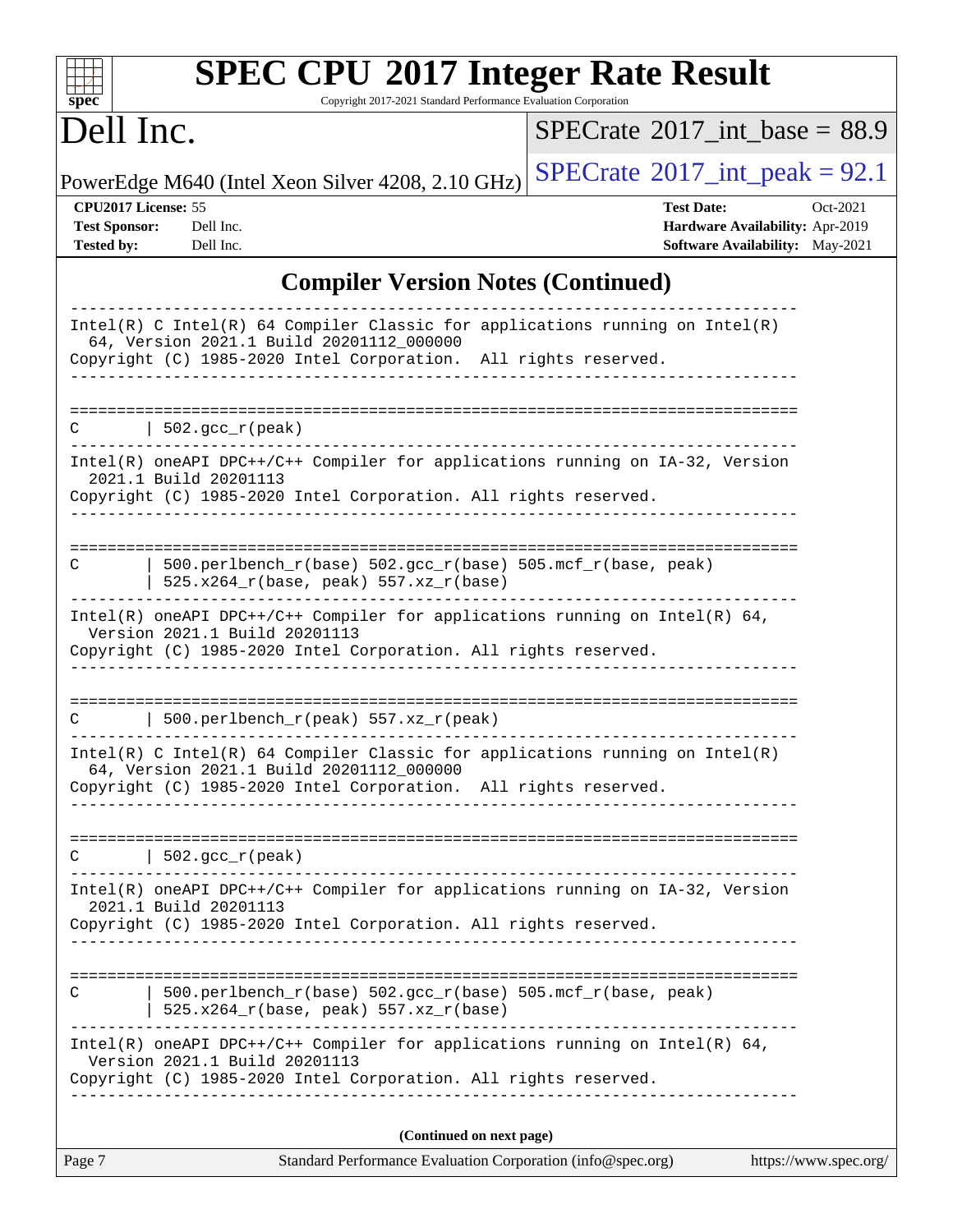# SPEC CPU 2017 Integer Rate Result

Copyright 2017-2021 Standard Performance Evaluation Corporation

## Dell Inc.

PowerEdge M640 (Intel Xeon Silver 4208, 2.10 GHz)

SPECrate 2017_int_base = 88.9

SPECrate 2017_int_peak = 92.1

**CPU2017 License:** 55
**Test Sponsor:** Dell Inc.
**Tested by:** Dell Inc.

**Test Date:** Oct-2021
**Hardware Availability:** Apr-2019
**Software Availability:** May-2021

## Compiler Version Notes (Continued)

```
------------------------------------------------------------------------------
Intel(R) C Intel(R) 64 Compiler Classic for applications running on Intel(R)
  64, Version 2021.1 Build 20201112_000000
Copyright (C) 1985-2020 Intel Corporation.  All rights reserved.
------------------------------------------------------------------------------

==============================================================================
C       | 502.gcc_r(peak)
------------------------------------------------------------------------------
Intel(R) oneAPI DPC++/C++ Compiler for applications running on IA-32, Version
  2021.1 Build 20201113
Copyright (C) 1985-2020 Intel Corporation. All rights reserved.
------------------------------------------------------------------------------

==============================================================================
C       | 500.perlbench_r(base) 502.gcc_r(base) 505.mcf_r(base, peak)
        | 525.x264_r(base, peak) 557.xz_r(base)
------------------------------------------------------------------------------
Intel(R) oneAPI DPC++/C++ Compiler for applications running on Intel(R) 64,
  Version 2021.1 Build 20201113
Copyright (C) 1985-2020 Intel Corporation. All rights reserved.
------------------------------------------------------------------------------

==============================================================================
C       | 500.perlbench_r(peak) 557.xz_r(peak)
------------------------------------------------------------------------------
Intel(R) C Intel(R) 64 Compiler Classic for applications running on Intel(R)
  64, Version 2021.1 Build 20201112_000000
Copyright (C) 1985-2020 Intel Corporation.  All rights reserved.
------------------------------------------------------------------------------

==============================================================================
C       | 502.gcc_r(peak)
------------------------------------------------------------------------------
Intel(R) oneAPI DPC++/C++ Compiler for applications running on IA-32, Version
  2021.1 Build 20201113
Copyright (C) 1985-2020 Intel Corporation. All rights reserved.
------------------------------------------------------------------------------

==============================================================================
C       | 500.perlbench_r(base) 502.gcc_r(base) 505.mcf_r(base, peak)
        | 525.x264_r(base, peak) 557.xz_r(base)
------------------------------------------------------------------------------
Intel(R) oneAPI DPC++/C++ Compiler for applications running on Intel(R) 64,
  Version 2021.1 Build 20201113
Copyright (C) 1985-2020 Intel Corporation. All rights reserved.
------------------------------------------------------------------------------
```

**(Continued on next page)**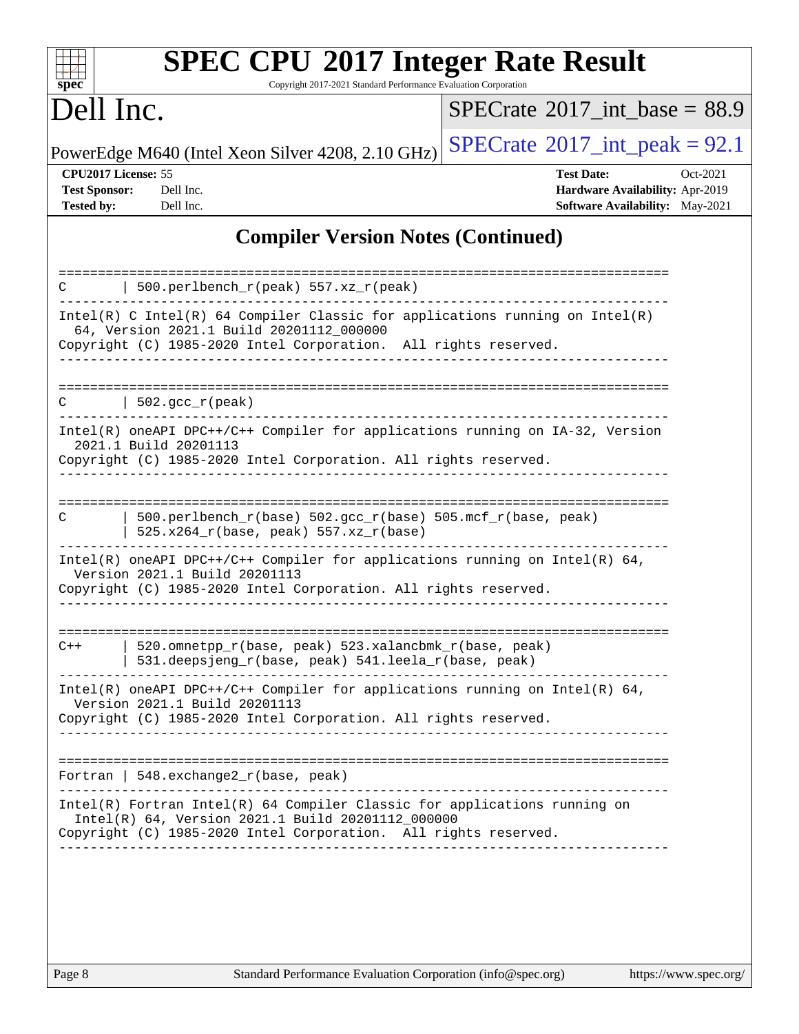# SPEC CPU 2017 Integer Rate Result

Copyright 2017-2021 Standard Performance Evaluation Corporation

## Dell Inc.

PowerEdge M640 (Intel Xeon Silver 4208, 2.10 GHz)

SPECrate 2017_int_base = 88.9

SPECrate 2017_int_peak = 92.1

**CPU2017 License:** 55
**Test Sponsor:** Dell Inc.
**Tested by:** Dell Inc.

**Test Date:** Oct-2021
**Hardware Availability:** Apr-2019
**Software Availability:** May-2021

## Compiler Version Notes (Continued)

```
==============================================================================
C       | 500.perlbench_r(peak) 557.xz_r(peak)
------------------------------------------------------------------------------
Intel(R) C Intel(R) 64 Compiler Classic for applications running on Intel(R)
  64, Version 2021.1 Build 20201112_000000
Copyright (C) 1985-2020 Intel Corporation.  All rights reserved.
------------------------------------------------------------------------------

==============================================================================
C       | 502.gcc_r(peak)
------------------------------------------------------------------------------
Intel(R) oneAPI DPC++/C++ Compiler for applications running on IA-32, Version
  2021.1 Build 20201113
Copyright (C) 1985-2020 Intel Corporation. All rights reserved.
------------------------------------------------------------------------------

==============================================================================
C       | 500.perlbench_r(base) 502.gcc_r(base) 505.mcf_r(base, peak)
        | 525.x264_r(base, peak) 557.xz_r(base)
------------------------------------------------------------------------------
Intel(R) oneAPI DPC++/C++ Compiler for applications running on Intel(R) 64,
  Version 2021.1 Build 20201113
Copyright (C) 1985-2020 Intel Corporation. All rights reserved.
------------------------------------------------------------------------------

==============================================================================
C++     | 520.omnetpp_r(base, peak) 523.xalancbmk_r(base, peak)
        | 531.deepsjeng_r(base, peak) 541.leela_r(base, peak)
------------------------------------------------------------------------------
Intel(R) oneAPI DPC++/C++ Compiler for applications running on Intel(R) 64,
  Version 2021.1 Build 20201113
Copyright (C) 1985-2020 Intel Corporation. All rights reserved.
------------------------------------------------------------------------------

==============================================================================
Fortran | 548.exchange2_r(base, peak)
------------------------------------------------------------------------------
Intel(R) Fortran Intel(R) 64 Compiler Classic for applications running on
  Intel(R) 64, Version 2021.1 Build 20201112_000000
Copyright (C) 1985-2020 Intel Corporation.  All rights reserved.
------------------------------------------------------------------------------
```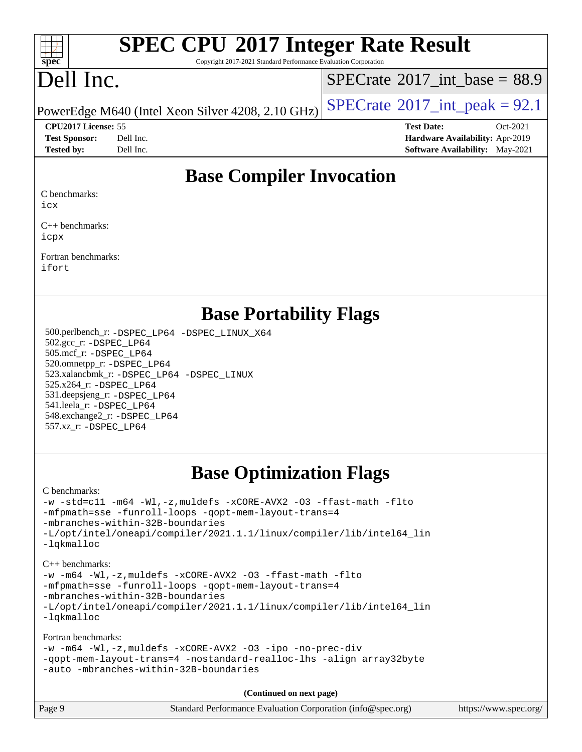# Base Compiler Invocation

C benchmarks:
icx

C++ benchmarks:
icpx

Fortran benchmarks:
ifort

# Base Portability Flags

500.perlbench_r: -DSPEC_LP64 -DSPEC_LINUX_X64
502.gcc_r: -DSPEC_LP64
505.mcf_r: -DSPEC_LP64
520.omnetpp_r: -DSPEC_LP64
523.xalancbmk_r: -DSPEC_LP64 -DSPEC_LINUX
525.x264_r: -DSPEC_LP64
531.deepsjeng_r: -DSPEC_LP64
541.leela_r: -DSPEC_LP64
548.exchange2_r: -DSPEC_LP64
557.xz_r: -DSPEC_LP64

# Base Optimization Flags

C benchmarks:
-w -std=c11 -m64 -Wl,-z,muldefs -xCORE-AVX2 -O3 -ffast-math -flto
-mfpmath=sse -funroll-loops -qopt-mem-layout-trans=4
-mbranches-within-32B-boundaries
-L/opt/intel/oneapi/compiler/2021.1.1/linux/compiler/lib/intel64_lin
-lqkmalloc

C++ benchmarks:
-w -m64 -Wl,-z,muldefs -xCORE-AVX2 -O3 -ffast-math -flto
-mfpmath=sse -funroll-loops -qopt-mem-layout-trans=4
-mbranches-within-32B-boundaries
-L/opt/intel/oneapi/compiler/2021.1.1/linux/compiler/lib/intel64_lin
-lqkmalloc

Fortran benchmarks:
-w -m64 -Wl,-z,muldefs -xCORE-AVX2 -O3 -ipo -no-prec-div
-qopt-mem-layout-trans=4 -nostandard-realloc-lhs -align array32byte
-auto -mbranches-within-32B-boundaries

(Continued on next page)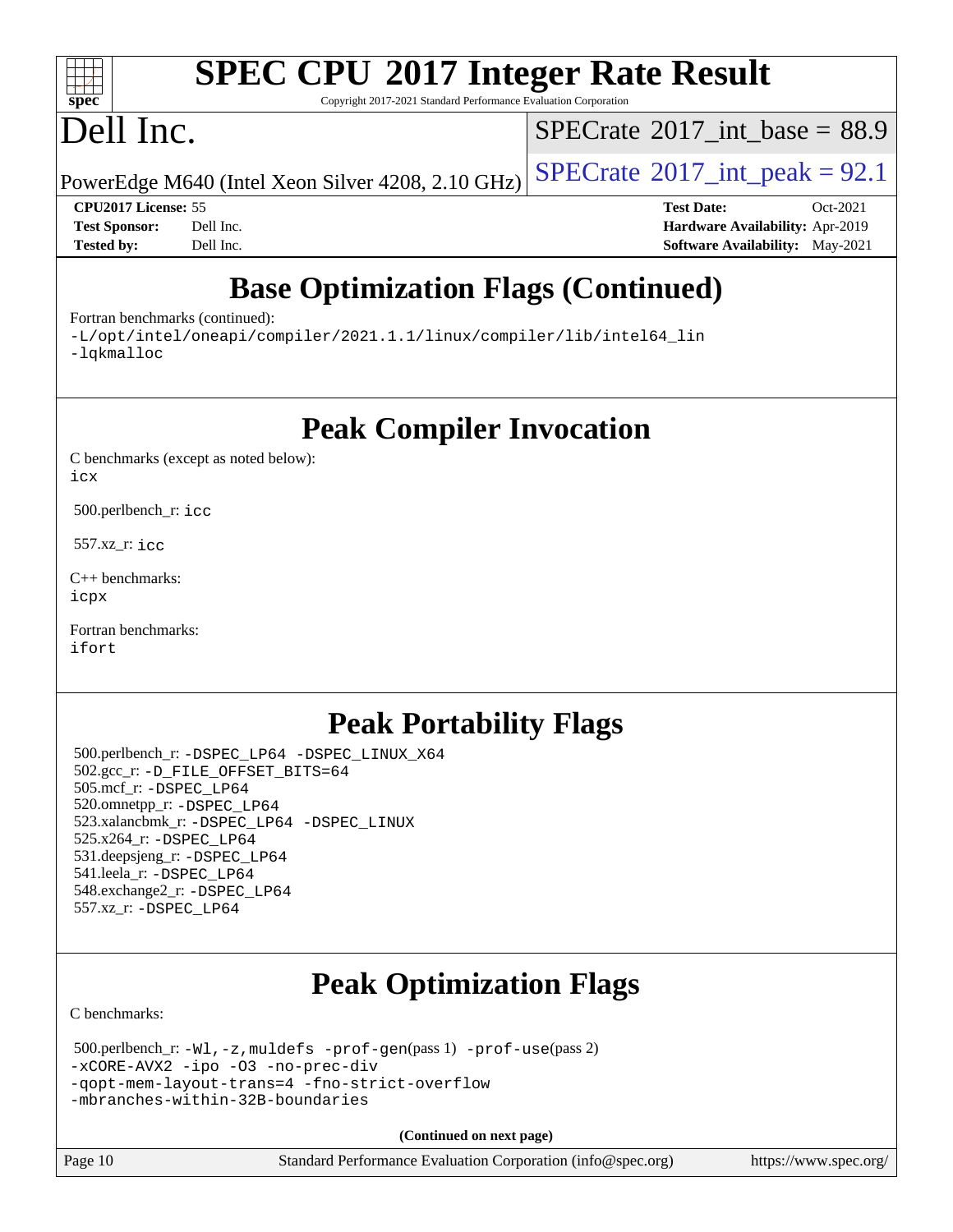# Base Optimization Flags (Continued)

Fortran benchmarks (continued):

-L/opt/intel/oneapi/compiler/2021.1.1/linux/compiler/lib/intel64_lin
-lqkmalloc

# Peak Compiler Invocation

C benchmarks (except as noted below):
icx

500.perlbench_r: icc

557.xz_r: icc

C++ benchmarks:
icpx

Fortran benchmarks:
ifort

# Peak Portability Flags

500.perlbench_r: -DSPEC_LP64 -DSPEC_LINUX_X64
502.gcc_r: -D_FILE_OFFSET_BITS=64
505.mcf_r: -DSPEC_LP64
520.omnetpp_r: -DSPEC_LP64
523.xalancbmk_r: -DSPEC_LP64 -DSPEC_LINUX
525.x264_r: -DSPEC_LP64
531.deepsjeng_r: -DSPEC_LP64
541.leela_r: -DSPEC_LP64
548.exchange2_r: -DSPEC_LP64
557.xz_r: -DSPEC_LP64

# Peak Optimization Flags

C benchmarks:

500.perlbench_r: -Wl,-z,muldefs -prof-gen(pass 1) -prof-use(pass 2)
-xCORE-AVX2 -ipo -O3 -no-prec-div
-qopt-mem-layout-trans=4 -fno-strict-overflow
-mbranches-within-32B-boundaries

**(Continued on next page)**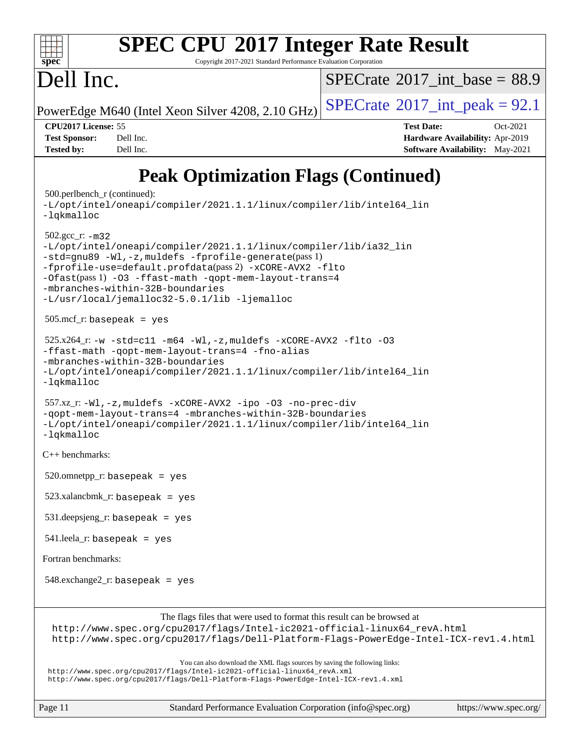# Peak Optimization Flags (Continued)

500.perlbench_r (continued):
-L/opt/intel/oneapi/compiler/2021.1.1/linux/compiler/lib/intel64_lin
-lqkmalloc

502.gcc_r: -m32
-L/opt/intel/oneapi/compiler/2021.1.1/linux/compiler/lib/ia32_lin
-std=gnu89 -Wl,-z,muldefs -fprofile-generate(pass 1)
-fprofile-use=default.profdata(pass 2) -xCORE-AVX2 -flto
-Ofast(pass 1) -O3 -ffast-math -qopt-mem-layout-trans=4
-mbranches-within-32B-boundaries
-L/usr/local/jemalloc32-5.0.1/lib -ljemalloc

505.mcf_r: basepeak = yes

525.x264_r: -w -std=c11 -m64 -Wl,-z,muldefs -xCORE-AVX2 -flto -O3
-ffast-math -qopt-mem-layout-trans=4 -fno-alias
-mbranches-within-32B-boundaries
-L/opt/intel/oneapi/compiler/2021.1.1/linux/compiler/lib/intel64_lin
-lqkmalloc

557.xz_r: -Wl,-z,muldefs -xCORE-AVX2 -ipo -O3 -no-prec-div
-qopt-mem-layout-trans=4 -mbranches-within-32B-boundaries
-L/opt/intel/oneapi/compiler/2021.1.1/linux/compiler/lib/intel64_lin
-lqkmalloc

C++ benchmarks:

520.omnetpp_r: basepeak = yes

523.xalancbmk_r: basepeak = yes

531.deepsjeng_r: basepeak = yes

541.leela_r: basepeak = yes

Fortran benchmarks:

548.exchange2_r: basepeak = yes

The flags files that were used to format this result can be browsed at
http://www.spec.org/cpu2017/flags/Intel-ic2021-official-linux64_revA.html
http://www.spec.org/cpu2017/flags/Dell-Platform-Flags-PowerEdge-Intel-ICX-rev1.4.html

You can also download the XML flags sources by saving the following links:
http://www.spec.org/cpu2017/flags/Intel-ic2021-official-linux64_revA.xml
http://www.spec.org/cpu2017/flags/Dell-Platform-Flags-PowerEdge-Intel-ICX-rev1.4.xml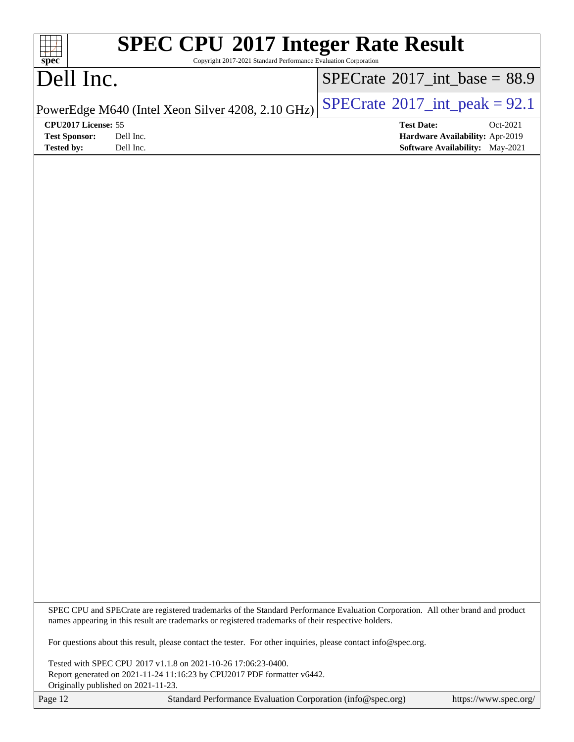SPEC CPU and SPECrate are registered trademarks of the Standard Performance Evaluation Corporation. All other brand and product names appearing in this result are trademarks or registered trademarks of their respective holders.

For questions about this result, please contact the tester. For other inquiries, please contact info@spec.org.

Tested with SPEC CPU 2017 v1.1.8 on 2021-10-26 17:06:23-0400.
Report generated on 2021-11-24 11:16:23 by CPU2017 PDF formatter v6442.
Originally published on 2021-11-23.